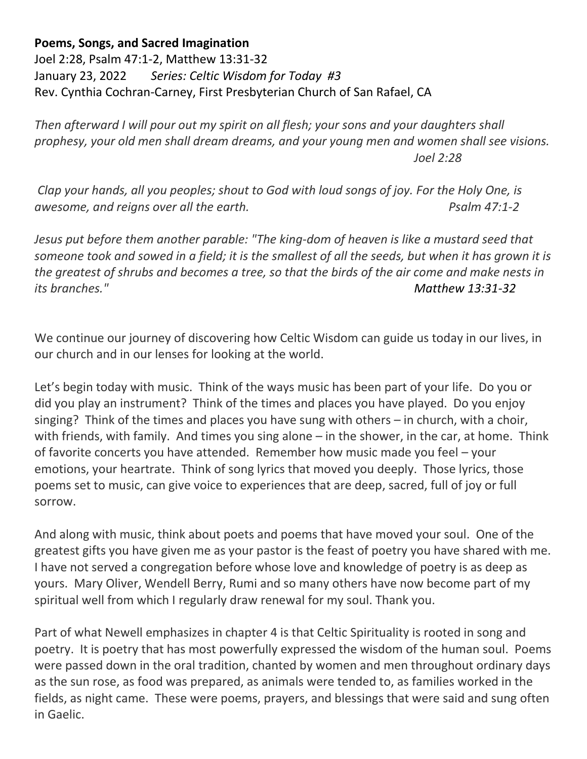**Poems, Songs, and Sacred Imagination**

Joel 2:28, Psalm 47:1-2, Matthew 13:31-32

January 23, 2022 *Series: Celtic Wisdom for Today #3*

Rev. Cynthia Cochran-Carney, First Presbyterian Church of San Rafael, CA

*Then afterward I will pour out my spirit on all flesh; your sons and your daughters shall prophesy, your old men shall dream dreams, and your young men and women shall see visions.* *Joel 2:28*

*Clap your hands, all you peoples; shout to God with loud songs of joy. For the Holy One, is awesome, and reigns over all the earth.* *Psalm 47:1-2*

*Jesus put before them another parable: "The king-dom of heaven is like a mustard seed that someone took and sowed in a field; it is the smallest of all the seeds, but when it has grown it is the greatest of shrubs and becomes a tree, so that the birds of the air come and make nests in its branches."* *Matthew 13:31-32*

We continue our journey of discovering how Celtic Wisdom can guide us today in our lives, in our church and in our lenses for looking at the world.

Let's begin today with music. Think of the ways music has been part of your life. Do you or did you play an instrument? Think of the times and places you have played. Do you enjoy singing? Think of the times and places you have sung with others – in church, with a choir, with friends, with family. And times you sing alone – in the shower, in the car, at home. Think of favorite concerts you have attended. Remember how music made you feel – your emotions, your heartrate. Think of song lyrics that moved you deeply. Those lyrics, those poems set to music, can give voice to experiences that are deep, sacred, full of joy or full sorrow.

And along with music, think about poets and poems that have moved your soul. One of the greatest gifts you have given me as your pastor is the feast of poetry you have shared with me. I have not served a congregation before whose love and knowledge of poetry is as deep as yours. Mary Oliver, Wendell Berry, Rumi and so many others have now become part of my spiritual well from which I regularly draw renewal for my soul. Thank you.

Part of what Newell emphasizes in chapter 4 is that Celtic Spirituality is rooted in song and poetry. It is poetry that has most powerfully expressed the wisdom of the human soul. Poems were passed down in the oral tradition, chanted by women and men throughout ordinary days as the sun rose, as food was prepared, as animals were tended to, as families worked in the fields, as night came. These were poems, prayers, and blessings that were said and sung often in Gaelic.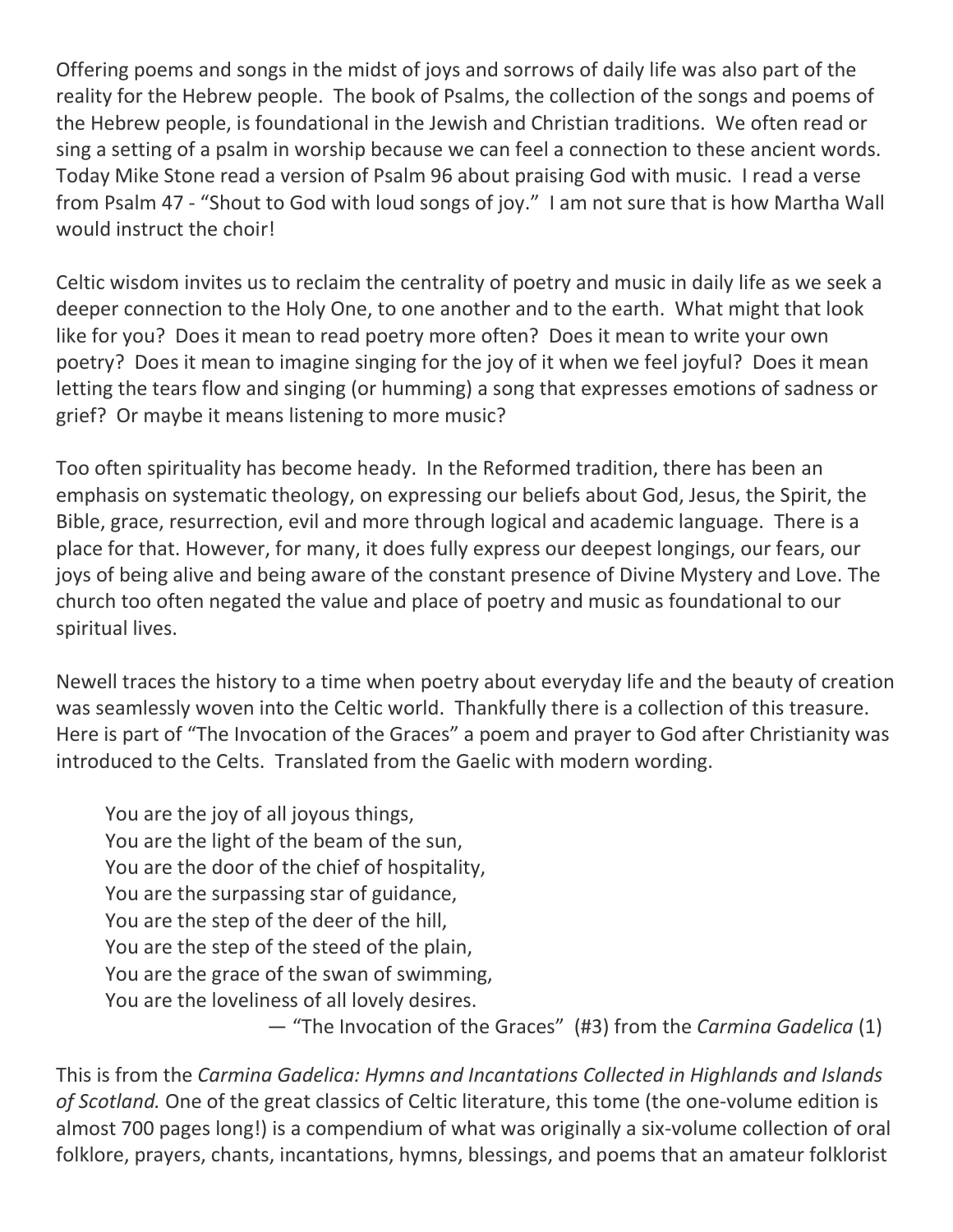Offering poems and songs in the midst of joys and sorrows of daily life was also part of the reality for the Hebrew people. The book of Psalms, the collection of the songs and poems of the Hebrew people, is foundational in the Jewish and Christian traditions. We often read or sing a setting of a psalm in worship because we can feel a connection to these ancient words. Today Mike Stone read a version of Psalm 96 about praising God with music. I read a verse from Psalm 47 - "Shout to God with loud songs of joy." I am not sure that is how Martha Wall would instruct the choir!

Celtic wisdom invites us to reclaim the centrality of poetry and music in daily life as we seek a deeper connection to the Holy One, to one another and to the earth. What might that look like for you? Does it mean to read poetry more often? Does it mean to write your own poetry? Does it mean to imagine singing for the joy of it when we feel joyful? Does it mean letting the tears flow and singing (or humming) a song that expresses emotions of sadness or grief? Or maybe it means listening to more music?

Too often spirituality has become heady. In the Reformed tradition, there has been an emphasis on systematic theology, on expressing our beliefs about God, Jesus, the Spirit, the Bible, grace, resurrection, evil and more through logical and academic language. There is a place for that. However, for many, it does fully express our deepest longings, our fears, our joys of being alive and being aware of the constant presence of Divine Mystery and Love. The church too often negated the value and place of poetry and music as foundational to our spiritual lives.

Newell traces the history to a time when poetry about everyday life and the beauty of creation was seamlessly woven into the Celtic world. Thankfully there is a collection of this treasure. Here is part of "The Invocation of the Graces" a poem and prayer to God after Christianity was introduced to the Celts. Translated from the Gaelic with modern wording.

> You are the joy of all joyous things,
> You are the light of the beam of the sun,
> You are the door of the chief of hospitality,
> You are the surpassing star of guidance,
> You are the step of the deer of the hill,
> You are the step of the steed of the plain,
> You are the grace of the swan of swimming,
> You are the loveliness of all lovely desires.
>
> — "The Invocation of the Graces" (#3) from the *Carmina Gadelica* (1)

This is from the *Carmina Gadelica: Hymns and Incantations Collected in Highlands and Islands of Scotland.* One of the great classics of Celtic literature, this tome (the one-volume edition is almost 700 pages long!) is a compendium of what was originally a six-volume collection of oral folklore, prayers, chants, incantations, hymns, blessings, and poems that an amateur folklorist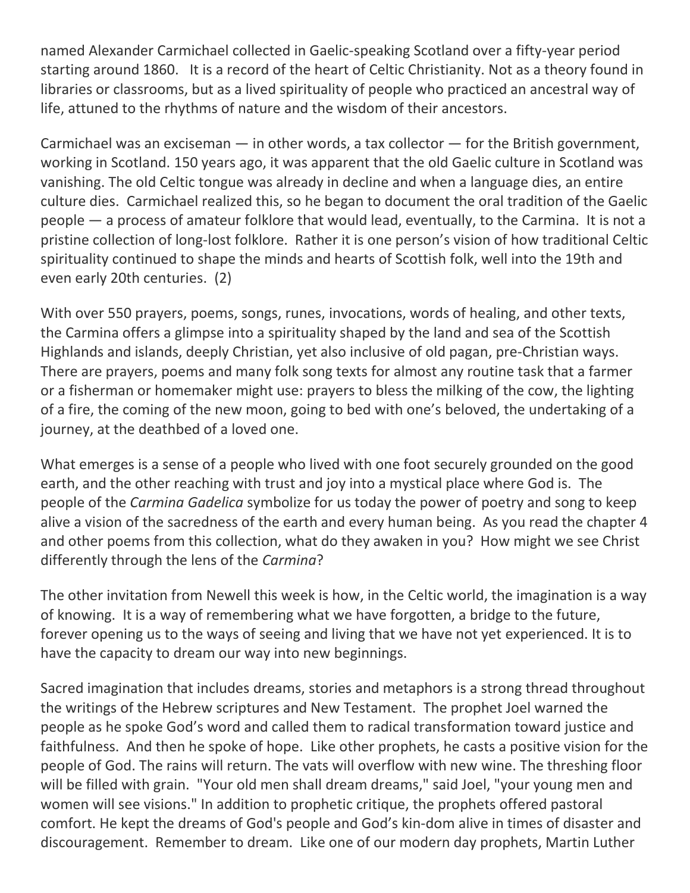named Alexander Carmichael collected in Gaelic-speaking Scotland over a fifty-year period starting around 1860. It is a record of the heart of Celtic Christianity. Not as a theory found in libraries or classrooms, but as a lived spirituality of people who practiced an ancestral way of life, attuned to the rhythms of nature and the wisdom of their ancestors.

Carmichael was an exciseman — in other words, a tax collector — for the British government, working in Scotland. 150 years ago, it was apparent that the old Gaelic culture in Scotland was vanishing. The old Celtic tongue was already in decline and when a language dies, an entire culture dies. Carmichael realized this, so he began to document the oral tradition of the Gaelic people — a process of amateur folklore that would lead, eventually, to the Carmina. It is not a pristine collection of long-lost folklore. Rather it is one person's vision of how traditional Celtic spirituality continued to shape the minds and hearts of Scottish folk, well into the 19th and even early 20th centuries. (2)

With over 550 prayers, poems, songs, runes, invocations, words of healing, and other texts, the Carmina offers a glimpse into a spirituality shaped by the land and sea of the Scottish Highlands and islands, deeply Christian, yet also inclusive of old pagan, pre-Christian ways. There are prayers, poems and many folk song texts for almost any routine task that a farmer or a fisherman or homemaker might use: prayers to bless the milking of the cow, the lighting of a fire, the coming of the new moon, going to bed with one's beloved, the undertaking of a journey, at the deathbed of a loved one.

What emerges is a sense of a people who lived with one foot securely grounded on the good earth, and the other reaching with trust and joy into a mystical place where God is. The people of the *Carmina Gadelica* symbolize for us today the power of poetry and song to keep alive a vision of the sacredness of the earth and every human being. As you read the chapter 4 and other poems from this collection, what do they awaken in you? How might we see Christ differently through the lens of the *Carmina*?

The other invitation from Newell this week is how, in the Celtic world, the imagination is a way of knowing. It is a way of remembering what we have forgotten, a bridge to the future, forever opening us to the ways of seeing and living that we have not yet experienced. It is to have the capacity to dream our way into new beginnings.

Sacred imagination that includes dreams, stories and metaphors is a strong thread throughout the writings of the Hebrew scriptures and New Testament. The prophet Joel warned the people as he spoke God's word and called them to radical transformation toward justice and faithfulness. And then he spoke of hope. Like other prophets, he casts a positive vision for the people of God. The rains will return. The vats will overflow with new wine. The threshing floor will be filled with grain. "Your old men shall dream dreams," said Joel, "your young men and women will see visions." In addition to prophetic critique, the prophets offered pastoral comfort. He kept the dreams of God's people and God's kin-dom alive in times of disaster and discouragement. Remember to dream. Like one of our modern day prophets, Martin Luther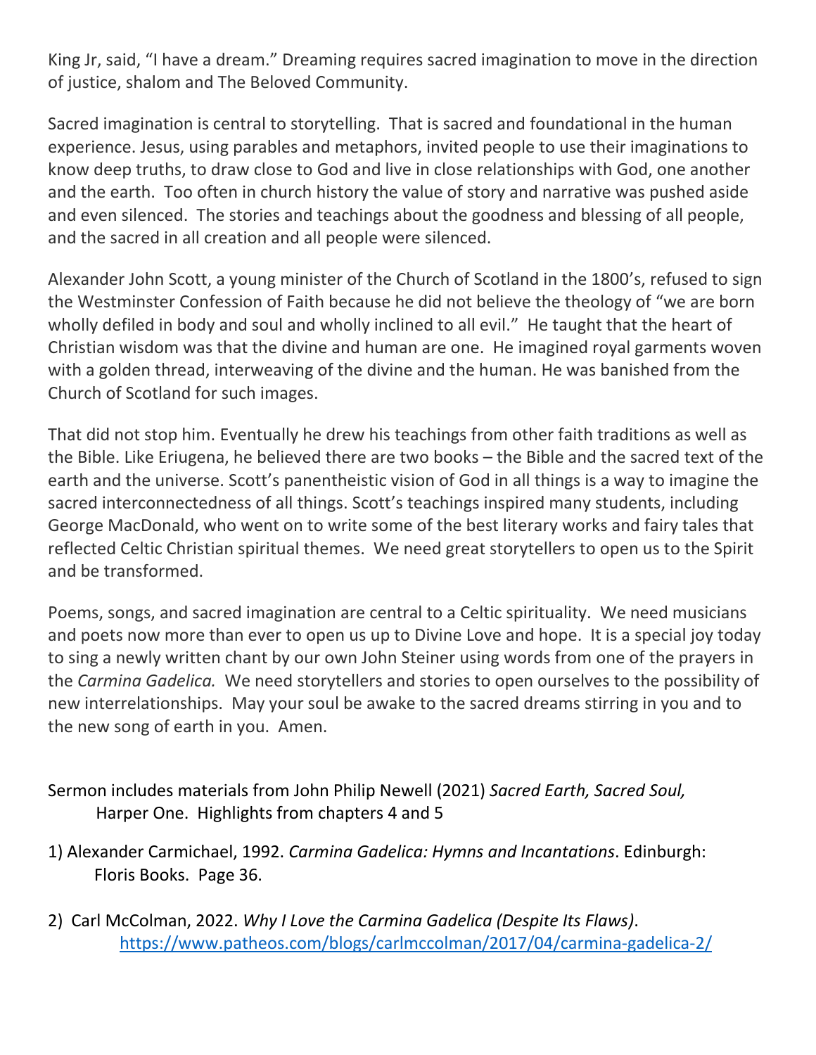King Jr, said, "I have a dream." Dreaming requires sacred imagination to move in the direction of justice, shalom and The Beloved Community.

Sacred imagination is central to storytelling. That is sacred and foundational in the human experience. Jesus, using parables and metaphors, invited people to use their imaginations to know deep truths, to draw close to God and live in close relationships with God, one another and the earth. Too often in church history the value of story and narrative was pushed aside and even silenced. The stories and teachings about the goodness and blessing of all people, and the sacred in all creation and all people were silenced.

Alexander John Scott, a young minister of the Church of Scotland in the 1800's, refused to sign the Westminster Confession of Faith because he did not believe the theology of "we are born wholly defiled in body and soul and wholly inclined to all evil." He taught that the heart of Christian wisdom was that the divine and human are one. He imagined royal garments woven with a golden thread, interweaving of the divine and the human. He was banished from the Church of Scotland for such images.

That did not stop him. Eventually he drew his teachings from other faith traditions as well as the Bible. Like Eriugena, he believed there are two books – the Bible and the sacred text of the earth and the universe. Scott's panentheistic vision of God in all things is a way to imagine the sacred interconnectedness of all things. Scott's teachings inspired many students, including George MacDonald, who went on to write some of the best literary works and fairy tales that reflected Celtic Christian spiritual themes. We need great storytellers to open us to the Spirit and be transformed.

Poems, songs, and sacred imagination are central to a Celtic spirituality. We need musicians and poets now more than ever to open us up to Divine Love and hope. It is a special joy today to sing a newly written chant by our own John Steiner using words from one of the prayers in the *Carmina Gadelica.* We need storytellers and stories to open ourselves to the possibility of new interrelationships. May your soul be awake to the sacred dreams stirring in you and to the new song of earth in you. Amen.

Sermon includes materials from John Philip Newell (2021) *Sacred Earth, Sacred Soul,* Harper One. Highlights from chapters 4 and 5

1) Alexander Carmichael, 1992. *Carmina Gadelica: Hymns and Incantations*. Edinburgh: Floris Books. Page 36.

2) Carl McColman, 2022. *Why I Love the Carmina Gadelica (Despite Its Flaws)*. https://www.patheos.com/blogs/carlmccolman/2017/04/carmina-gadelica-2/